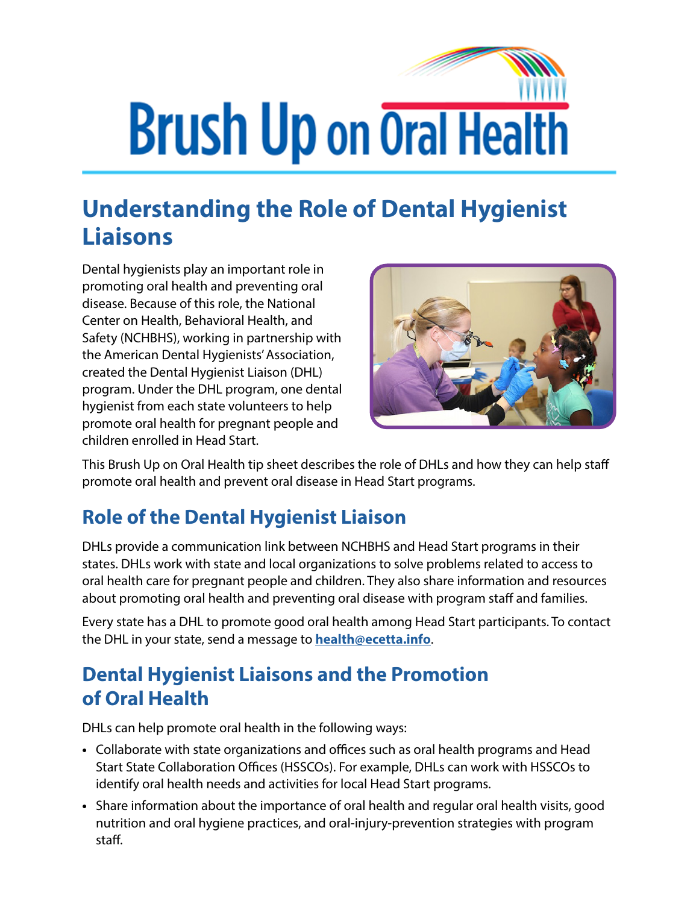# Brush Up on Oral Health

## Understanding the Role of Dental Hygienist Liaisons

Dental hygienists play an important role in promoting oral health and preventing oral disease. Because of this role, the National Center on Health, Behavioral Health, and Safety (NCHBHS), working in partnership with the American Dental Hygienists' Association, created the Dental Hygienist Liaison (DHL) program. Under the DHL program, one dental hygienist from each state volunteers to help promote oral health for pregnant people and children enrolled in Head Start.

This Brush Up on Oral Health tip sheet describes the role of DHLs and how they can help staff promote oral health and prevent oral disease in Head Start programs.

## Role of the Dental Hygienist Liaison

DHLs provide a communication link between NCHBHS and Head Start programs in their states. DHLs work with state and local organizations to solve problems related to access to oral health care for pregnant people and children. They also share information and resources about promoting oral health and preventing oral disease with program staff and families.

Every state has a DHL to promote good oral health among Head Start participants. To contact the DHL in your state, send a message to **health@ecetta.info**.

## Dental Hygienist Liaisons and the Promotion of Oral Health

DHLs can help promote oral health in the following ways:

- Collaborate with state organizations and offices such as oral health programs and Head Start State Collaboration Offices (HSSCOs). For example, DHLs can work with HSSCOs to identify oral health needs and activities for local Head Start programs.
- Share information about the importance of oral health and regular oral health visits, good nutrition and oral hygiene practices, and oral-injury-prevention strategies with program staff.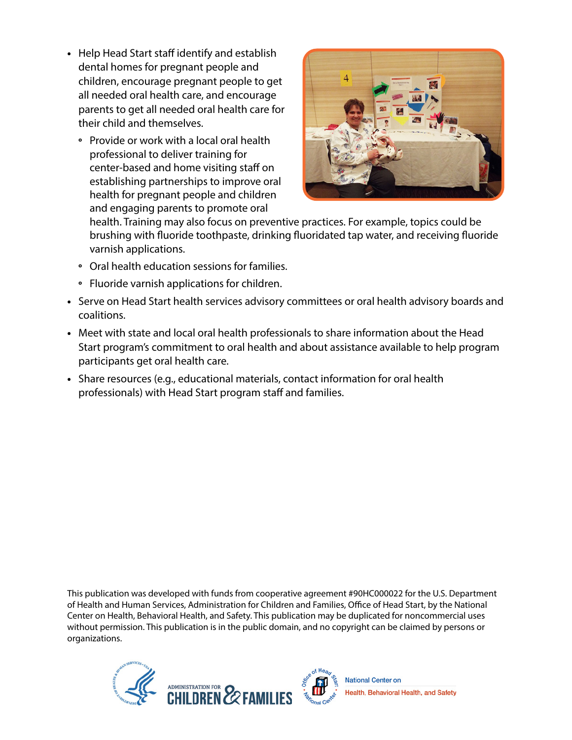- Help Head Start staff identify and establish dental homes for pregnant people and children, encourage pregnant people to get all needed oral health care, and encourage parents to get all needed oral health care for their child and themselves.
  - Provide or work with a local oral health professional to deliver training for center-based and home visiting staff on establishing partnerships to improve oral health for pregnant people and children and engaging parents to promote oral health. Training may also focus on preventive practices. For example, topics could be brushing with fluoride toothpaste, drinking fluoridated tap water, and receiving fluoride varnish applications.
  - Oral health education sessions for families.
  - Fluoride varnish applications for children.
- Serve on Head Start health services advisory committees or oral health advisory boards and coalitions.
- Meet with state and local oral health professionals to share information about the Head Start program's commitment to oral health and about assistance available to help program participants get oral health care.
- Share resources (e.g., educational materials, contact information for oral health professionals) with Head Start program staff and families.

This publication was developed with funds from cooperative agreement #90HC000022 for the U.S. Department of Health and Human Services, Administration for Children and Families, Office of Head Start, by the National Center on Health, Behavioral Health, and Safety. This publication may be duplicated for noncommercial uses without permission. This publication is in the public domain, and no copyright can be claimed by persons or organizations.

ADMINISTRATION FOR CHILDREN & FAMILIES

National Center on Health, Behavioral Health, and Safety